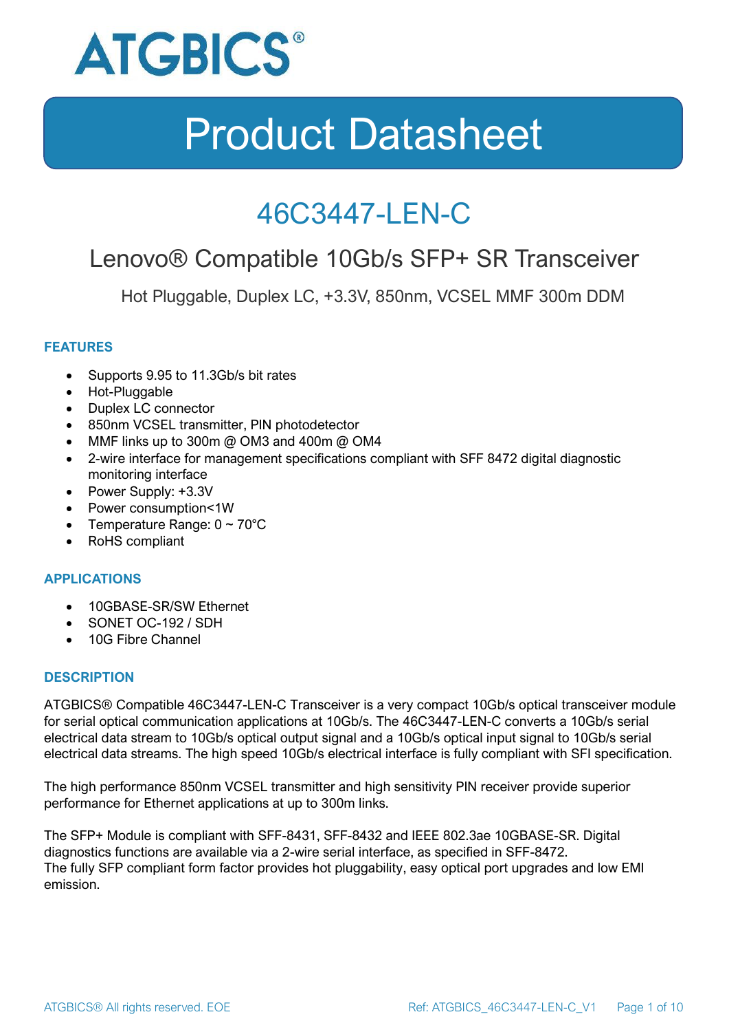ATGBICS®

# Product Datasheet

## 46C3447-LEN-C

### Lenovo® Compatible 10Gb/s SFP+ SR Transceiver

Hot Pluggable, Duplex LC, +3.3V, 850nm, VCSEL MMF 300m DDM

### FEATURES

- Supports 9.95 to 11.3Gb/s bit rates
- Hot-Pluggable
- Duplex LC connector
- 850nm VCSEL transmitter, PIN photodetector
- MMF links up to 300m @ OM3 and 400m @ OM4
- 2-wire interface for management specifications compliant with SFF 8472 digital diagnostic monitoring interface
- Power Supply: +3.3V
- Power consumption<1W
- Temperature Range: 0 ~ 70°C
- RoHS compliant

### APPLICATIONS

- 10GBASE-SR/SW Ethernet
- SONET OC-192 / SDH
- 10G Fibre Channel

### DESCRIPTION

ATGBICS® Compatible 46C3447-LEN-C Transceiver is a very compact 10Gb/s optical transceiver module for serial optical communication applications at 10Gb/s. The 46C3447-LEN-C converts a 10Gb/s serial electrical data stream to 10Gb/s optical output signal and a 10Gb/s optical input signal to 10Gb/s serial electrical data streams. The high speed 10Gb/s electrical interface is fully compliant with SFI specification.

The high performance 850nm VCSEL transmitter and high sensitivity PIN receiver provide superior performance for Ethernet applications at up to 300m links.

The SFP+ Module is compliant with SFF-8431, SFF-8432 and IEEE 802.3ae 10GBASE-SR. Digital diagnostics functions are available via a 2-wire serial interface, as specified in SFF-8472.
The fully SFP compliant form factor provides hot pluggability, easy optical port upgrades and low EMI emission.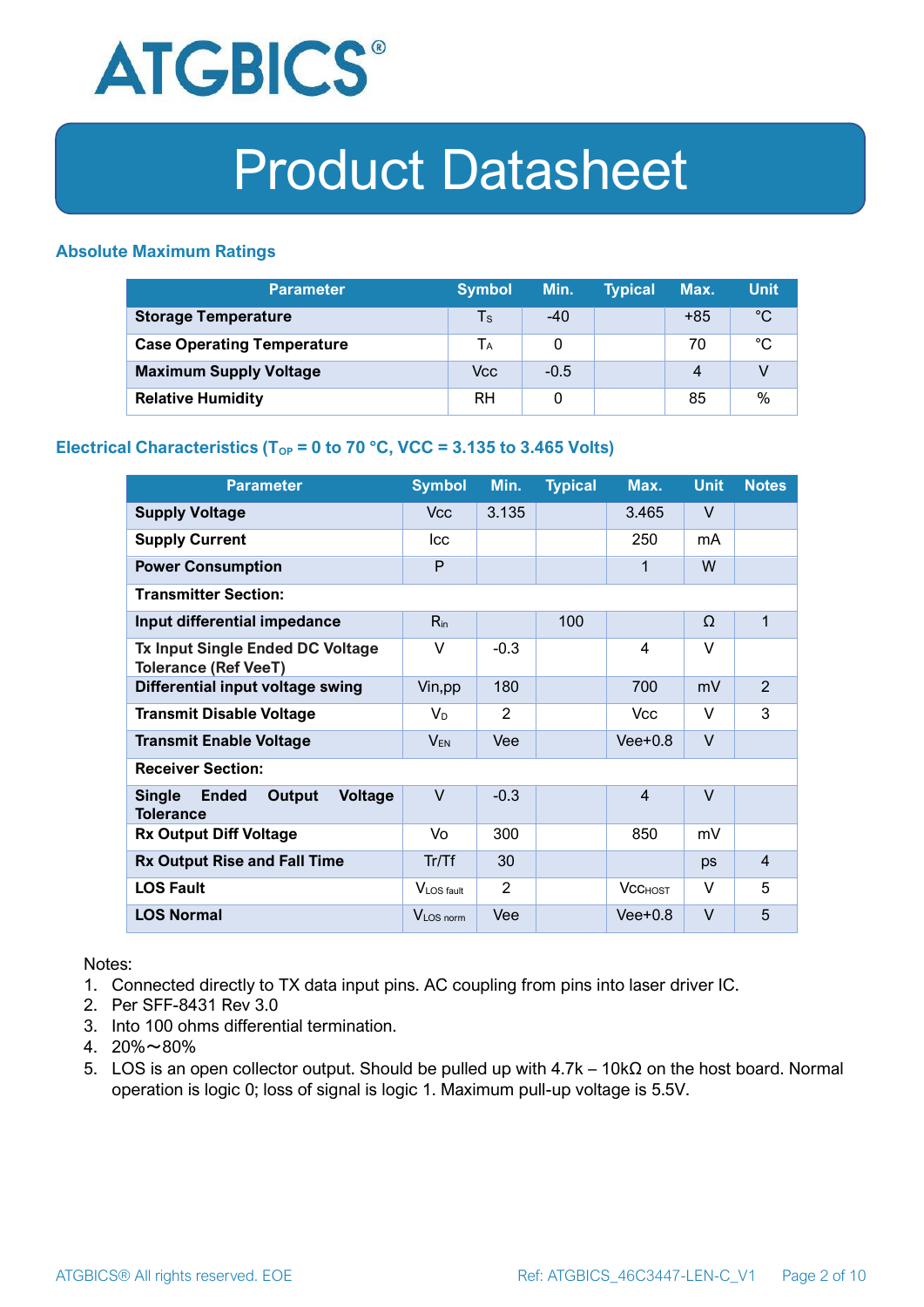## Absolute Maximum Ratings

| Parameter | Symbol | Min. | Typical | Max. | Unit |
|---|---|---|---|---|---|
| **Storage Temperature** | $T_S$ | -40 | | +85 | °C |
| **Case Operating Temperature** | $T_A$ | 0 | | 70 | °C |
| **Maximum Supply Voltage** | Vcc | -0.5 | | 4 | V |
| **Relative Humidity** | RH | 0 | | 85 | % |

## Electrical Characteristics ($T_{OP}$ = 0 to 70 °C, VCC = 3.135 to 3.465 Volts)

| Parameter | Symbol | Min. | Typical | Max. | Unit | Notes |
|---|---|---|---|---|---|---|
| **Supply Voltage** | Vcc | 3.135 | | 3.465 | V | |
| **Supply Current** | Icc | | | 250 | mA | |
| **Power Consumption** | P | | | 1 | W | |
| **Transmitter Section:** | | | | | | |
| **Input differential impedance** | $R_{in}$ | | 100 | | Ω | 1 |
| **Tx Input Single Ended DC Voltage Tolerance (Ref VeeT)** | V | -0.3 | | 4 | V | |
| **Differential input voltage swing** | Vin,pp | 180 | | 700 | mV | 2 |
| **Transmit Disable Voltage** | $V_D$ | 2 | | Vcc | V | 3 |
| **Transmit Enable Voltage** | $V_{EN}$ | Vee | | Vee+0.8 | V | |
| **Receiver Section:** | | | | | | |
| **Single Ended Output Voltage Tolerance** | V | -0.3 | | 4 | V | |
| **Rx Output Diff Voltage** | Vo | 300 | | 850 | mV | |
| **Rx Output Rise and Fall Time** | Tr/Tf | 30 | | | ps | 4 |
| **LOS Fault** | $V_{LOS\ fault}$ | 2 | | $Vcc_{HOST}$ | V | 5 |
| **LOS Normal** | $V_{LOS\ norm}$ | Vee | | Vee+0.8 | V | 5 |

Notes:

1. Connected directly to TX data input pins. AC coupling from pins into laser driver IC.
2. Per SFF-8431 Rev 3.0
3. Into 100 ohms differential termination.
4. 20%～80%
5. LOS is an open collector output. Should be pulled up with 4.7k – 10kΩ on the host board. Normal operation is logic 0; loss of signal is logic 1. Maximum pull-up voltage is 5.5V.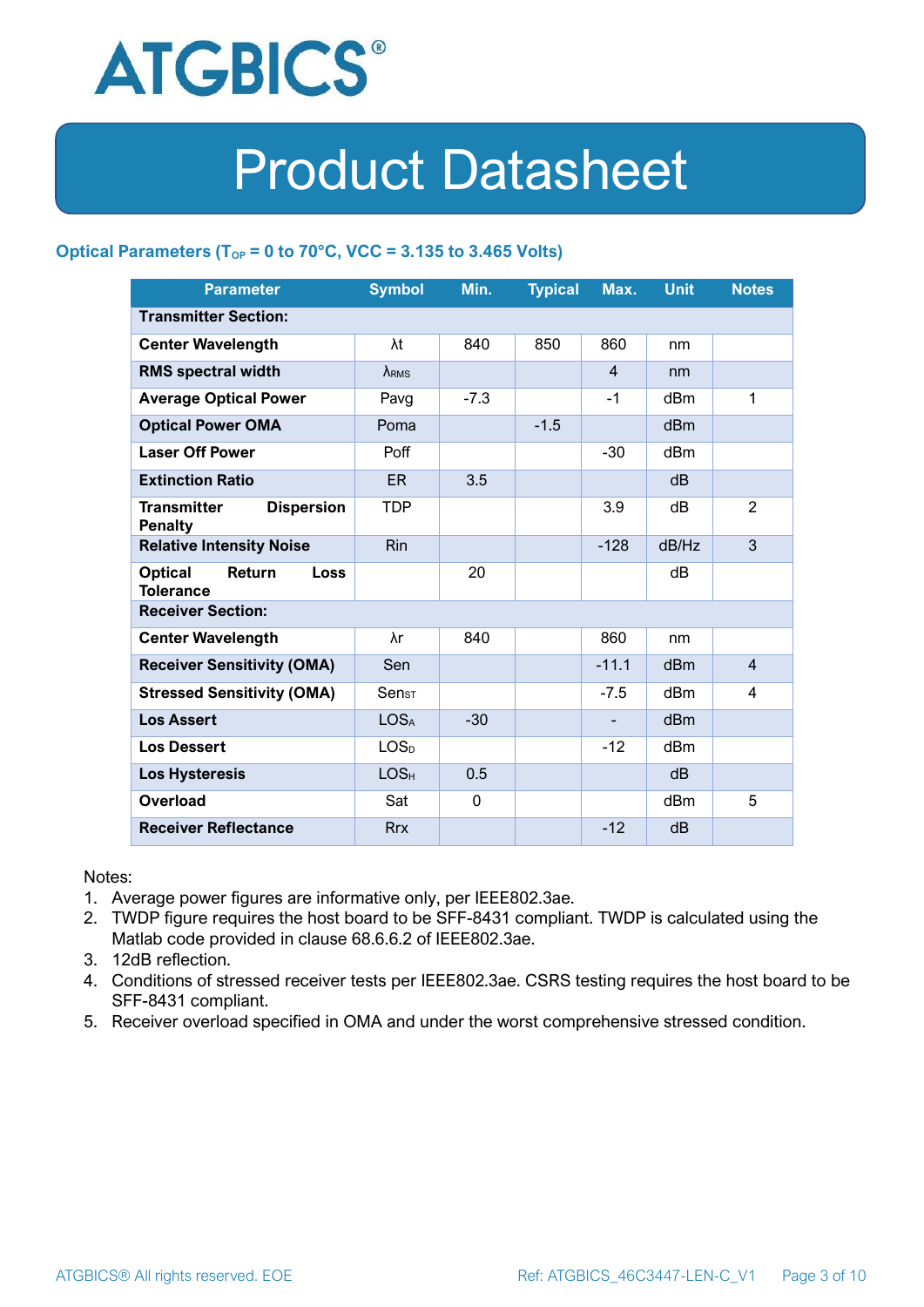## Optical Parameters ($T_{OP}$ = 0 to 70°C, VCC = 3.135 to 3.465 Volts)

| Parameter | Symbol | Min. | Typical | Max. | Unit | Notes |
|---|---|---|---|---|---|---|
| **Transmitter Section:** | | | | | | |
| **Center Wavelength** | λt | 840 | 850 | 860 | nm | |
| **RMS spectral width** | $\lambda_{RMS}$ | | | 4 | nm | |
| **Average Optical Power** | Pavg | -7.3 | | -1 | dBm | 1 |
| **Optical Power OMA** | Poma | | -1.5 | | dBm | |
| **Laser Off Power** | Poff | | | -30 | dBm | |
| **Extinction Ratio** | ER | 3.5 | | | dB | |
| **Transmitter Dispersion Penalty** | TDP | | | 3.9 | dB | 2 |
| **Relative Intensity Noise** | Rin | | | -128 | dB/Hz | 3 |
| **Optical Return Loss Tolerance** | | 20 | | | dB | |
| **Receiver Section:** | | | | | | |
| **Center Wavelength** | λr | 840 | | 860 | nm | |
| **Receiver Sensitivity (OMA)** | Sen | | | -11.1 | dBm | 4 |
| **Stressed Sensitivity (OMA)** | $Sen_{ST}$ | | | -7.5 | dBm | 4 |
| **Los Assert** | $LOS_A$ | -30 | | - | dBm | |
| **Los Dessert** | $LOS_D$ | | | -12 | dBm | |
| **Los Hysteresis** | $LOS_H$ | 0.5 | | | dB | |
| **Overload** | Sat | 0 | | | dBm | 5 |
| **Receiver Reflectance** | Rrx | | | -12 | dB | |

Notes:

1. Average power figures are informative only, per IEEE802.3ae.
2. TWDP figure requires the host board to be SFF-8431 compliant. TWDP is calculated using the Matlab code provided in clause 68.6.6.2 of IEEE802.3ae.
3. 12dB reflection.
4. Conditions of stressed receiver tests per IEEE802.3ae. CSRS testing requires the host board to be SFF-8431 compliant.
5. Receiver overload specified in OMA and under the worst comprehensive stressed condition.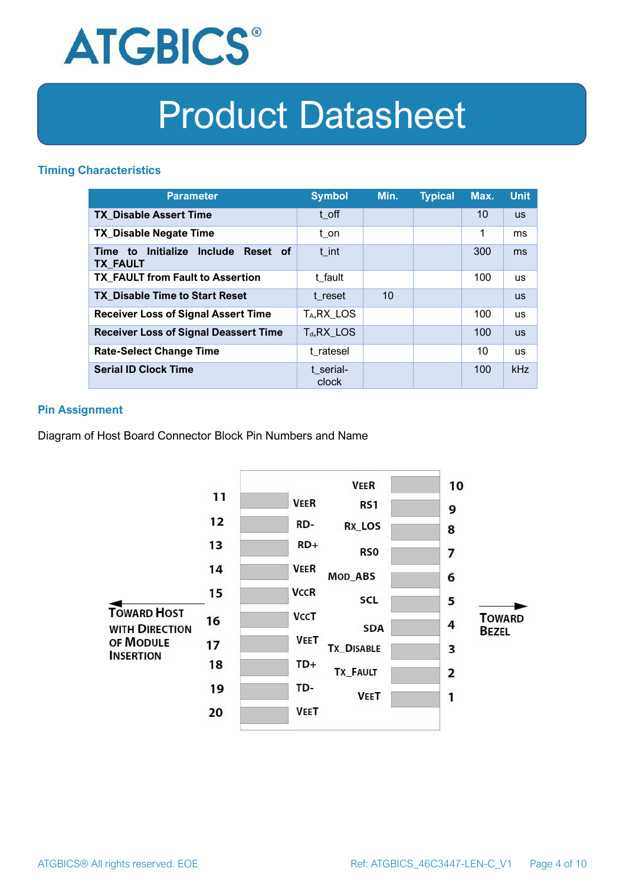## Timing Characteristics

| Parameter | Symbol | Min. | Typical | Max. | Unit |
|---|---|---|---|---|---|
| TX_Disable Assert Time | t_off | | | 10 | us |
| TX_Disable Negate Time | t_on | | | 1 | ms |
| Time to Initialize Include Reset of TX_FAULT | t_int | | | 300 | ms |
| TX_FAULT from Fault to Assertion | t_fault | | | 100 | us |
| TX_Disable Time to Start Reset | t_reset | 10 | | | us |
| Receiver Loss of Signal Assert Time | $T_A$,RX_LOS | | | 100 | us |
| Receiver Loss of Signal Deassert Time | $T_d$,RX_LOS | | | 100 | us |
| Rate-Select Change Time | t_ratesel | | | 10 | us |
| Serial ID Clock Time | t_serial-clock | | | 100 | kHz |

## Pin Assignment

Diagram of Host Board Connector Block Pin Numbers and Name

| Pin | Name | Pin | Name |
|---|---|---|---|
| 11 | VEER | 10 | VEER |
| 12 | RD- | 9 | RS1 |
| 13 | RD+ | 8 | RX_LOS |
| 14 | VEER | 7 | RS0 |
| 15 | VCCR | 6 | MOD_ABS |
| 16 | VCCT | 5 | SCL |
| 17 | VEET | 4 | SDA |
| 18 | TD+ | 3 | TX_DISABLE |
| 19 | TD- | 2 | TX_FAULT |
| 20 | VEET | 1 | VEET |

← TOWARD HOST WITH DIRECTION OF MODULE INSERTION

→ TOWARD BEZEL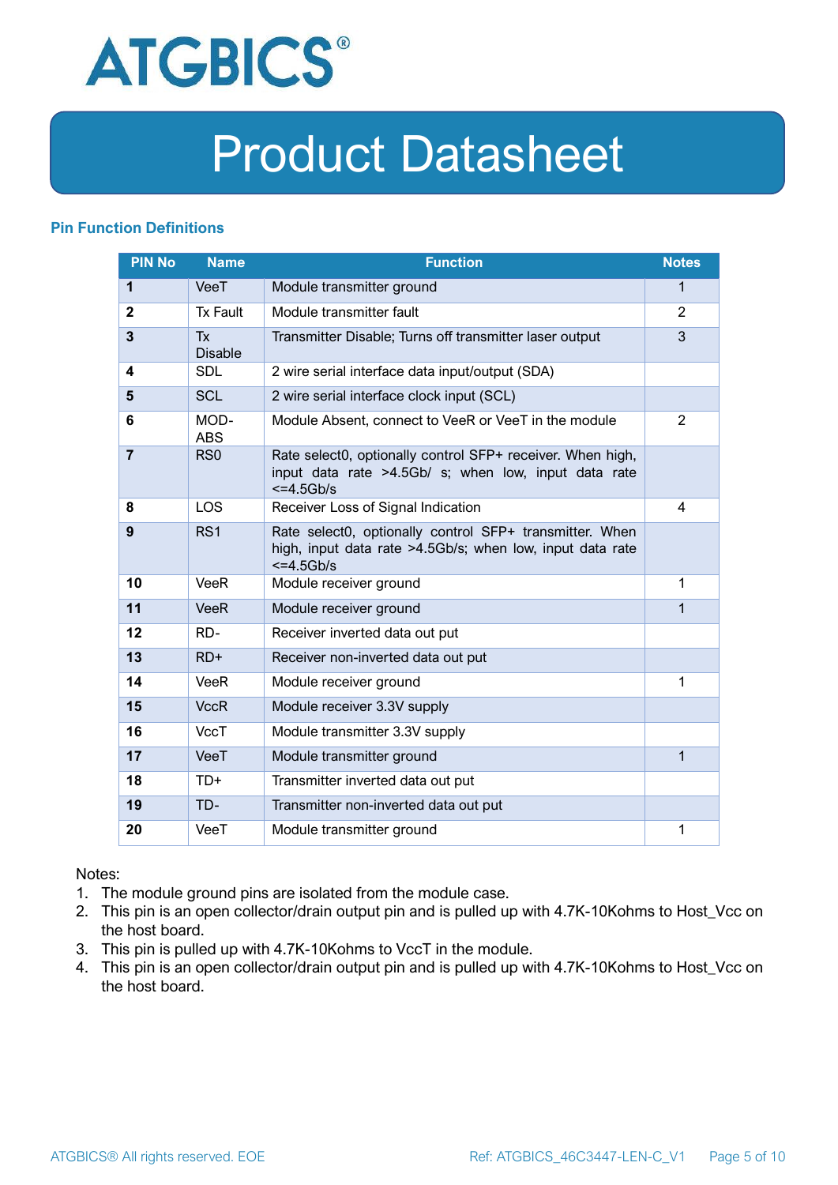## Pin Function Definitions

| PIN No | Name | Function | Notes |
|---|---|---|---|
| **1** | VeeT | Module transmitter ground | 1 |
| **2** | Tx Fault | Module transmitter fault | 2 |
| **3** | Tx Disable | Transmitter Disable; Turns off transmitter laser output | 3 |
| **4** | SDL | 2 wire serial interface data input/output (SDA) | |
| **5** | SCL | 2 wire serial interface clock input (SCL) | |
| **6** | MOD-ABS | Module Absent, connect to VeeR or VeeT in the module | 2 |
| **7** | RS0 | Rate select0, optionally control SFP+ receiver. When high, input data rate >4.5Gb/ s; when low, input data rate <=4.5Gb/s | |
| **8** | LOS | Receiver Loss of Signal Indication | 4 |
| **9** | RS1 | Rate select0, optionally control SFP+ transmitter. When high, input data rate >4.5Gb/s; when low, input data rate <=4.5Gb/s | |
| **10** | VeeR | Module receiver ground | 1 |
| **11** | VeeR | Module receiver ground | 1 |
| **12** | RD- | Receiver inverted data out put | |
| **13** | RD+ | Receiver non-inverted data out put | |
| **14** | VeeR | Module receiver ground | 1 |
| **15** | VccR | Module receiver 3.3V supply | |
| **16** | VccT | Module transmitter 3.3V supply | |
| **17** | VeeT | Module transmitter ground | 1 |
| **18** | TD+ | Transmitter inverted data out put | |
| **19** | TD- | Transmitter non-inverted data out put | |
| **20** | VeeT | Module transmitter ground | 1 |

Notes:

1. The module ground pins are isolated from the module case.
2. This pin is an open collector/drain output pin and is pulled up with 4.7K-10Kohms to Host_Vcc on the host board.
3. This pin is pulled up with 4.7K-10Kohms to VccT in the module.
4. This pin is an open collector/drain output pin and is pulled up with 4.7K-10Kohms to Host_Vcc on the host board.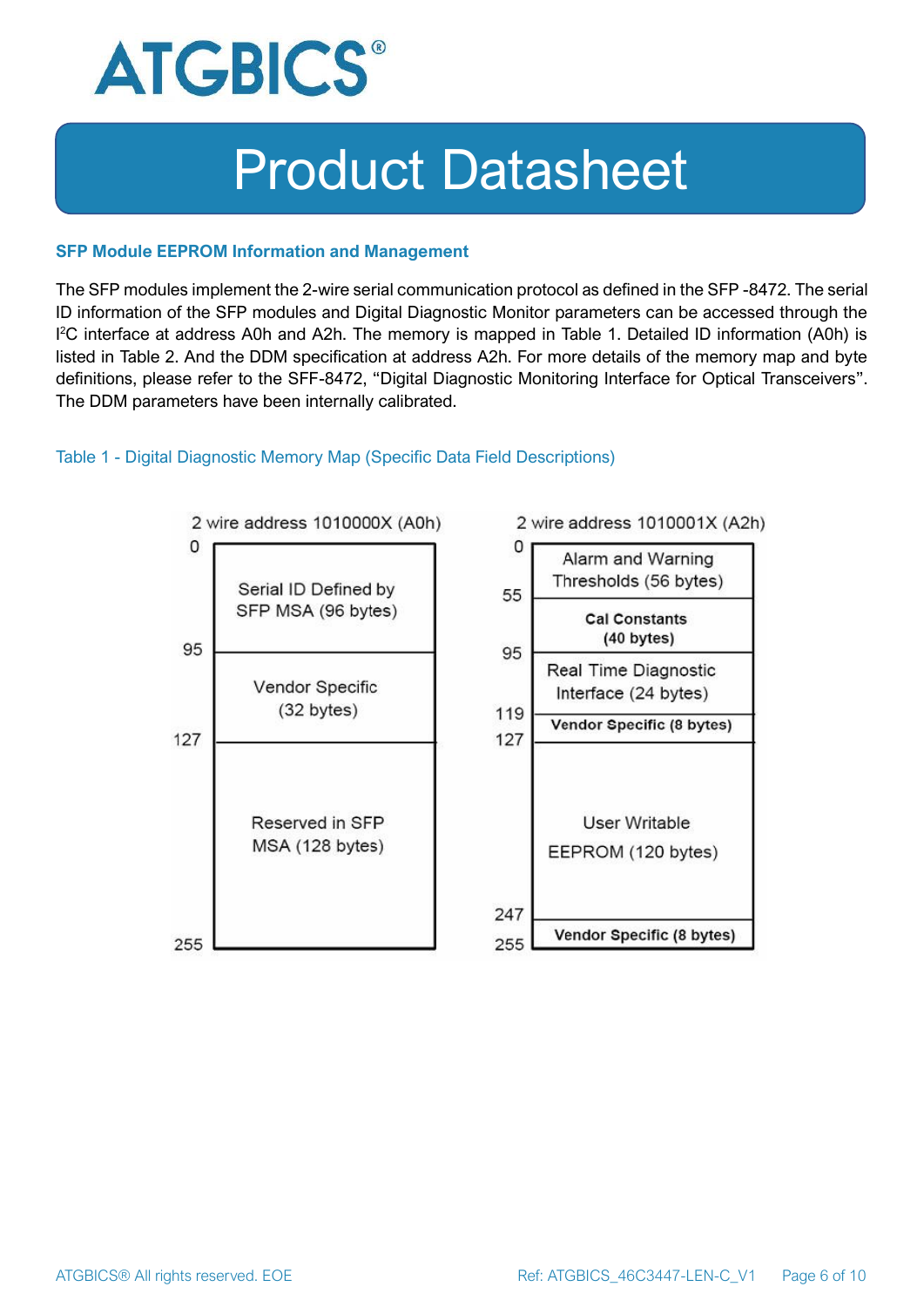### SFP Module EEPROM Information and Management

The SFP modules implement the 2-wire serial communication protocol as defined in the SFP -8472. The serial ID information of the SFP modules and Digital Diagnostic Monitor parameters can be accessed through the $I^2C$ interface at address A0h and A2h. The memory is mapped in Table 1. Detailed ID information (A0h) is listed in Table 2. And the DDM specification at address A2h. For more details of the memory map and byte definitions, please refer to the SFF-8472, “Digital Diagnostic Monitoring Interface for Optical Transceivers”. The DDM parameters have been internally calibrated.

Table 1 - Digital Diagnostic Memory Map (Specific Data Field Descriptions)

**2 wire address 1010000X (A0h)**

| Address | Content |
| --- | --- |
| 0–95 | Serial ID Defined by SFP MSA (96 bytes) |
| 95–127 | Vendor Specific (32 bytes) |
| 127–255 | Reserved in SFP MSA (128 bytes) |

**2 wire address 1010001X (A2h)**

| Address | Content |
| --- | --- |
| 0–55 | Alarm and Warning Thresholds (56 bytes) |
| 55–95 | Cal Constants (40 bytes) |
| 95–119 | Real Time Diagnostic Interface (24 bytes) |
| 119–127 | Vendor Specific (8 bytes) |
| 127–247 | User Writable EEPROM (120 bytes) |
| 247–255 | Vendor Specific (8 bytes) |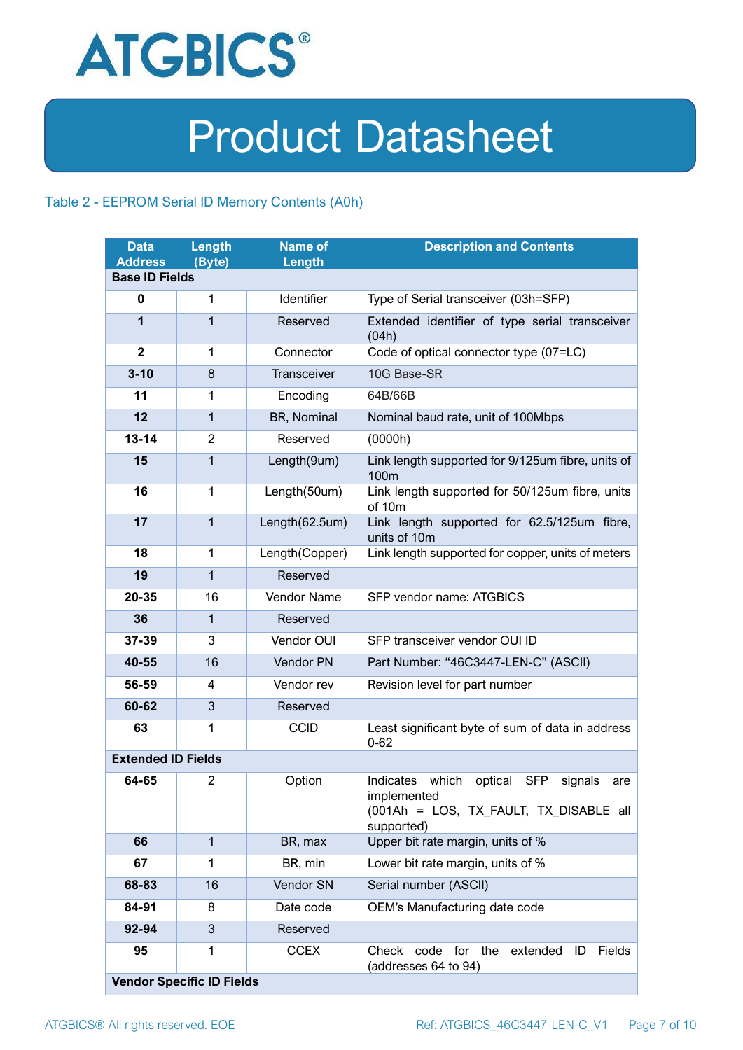Table 2 - EEPROM Serial ID Memory Contents (A0h)

| Data Address | Length (Byte) | Name of Length | Description and Contents |
|---|---|---|---|
| **Base ID Fields** | | | |
| **0** | 1 | Identifier | Type of Serial transceiver (03h=SFP) |
| **1** | 1 | Reserved | Extended identifier of type serial transceiver (04h) |
| **2** | 1 | Connector | Code of optical connector type (07=LC) |
| **3-10** | 8 | Transceiver | 10G Base-SR |
| **11** | 1 | Encoding | 64B/66B |
| **12** | 1 | BR, Nominal | Nominal baud rate, unit of 100Mbps |
| **13-14** | 2 | Reserved | (0000h) |
| **15** | 1 | Length(9um) | Link length supported for 9/125um fibre, units of 100m |
| **16** | 1 | Length(50um) | Link length supported for 50/125um fibre, units of 10m |
| **17** | 1 | Length(62.5um) | Link length supported for 62.5/125um fibre, units of 10m |
| **18** | 1 | Length(Copper) | Link length supported for copper, units of meters |
| **19** | 1 | Reserved | |
| **20-35** | 16 | Vendor Name | SFP vendor name: ATGBICS |
| **36** | 1 | Reserved | |
| **37-39** | 3 | Vendor OUI | SFP transceiver vendor OUI ID |
| **40-55** | 16 | Vendor PN | Part Number: "46C3447-LEN-C" (ASCII) |
| **56-59** | 4 | Vendor rev | Revision level for part number |
| **60-62** | 3 | Reserved | |
| **63** | 1 | CCID | Least significant byte of sum of data in address 0-62 |
| **Extended ID Fields** | | | |
| **64-65** | 2 | Option | Indicates which optical SFP signals are implemented (001Ah = LOS, TX_FAULT, TX_DISABLE all supported) |
| **66** | 1 | BR, max | Upper bit rate margin, units of % |
| **67** | 1 | BR, min | Lower bit rate margin, units of % |
| **68-83** | 16 | Vendor SN | Serial number (ASCII) |
| **84-91** | 8 | Date code | OEM's Manufacturing date code |
| **92-94** | 3 | Reserved | |
| **95** | 1 | CCEX | Check code for the extended ID Fields (addresses 64 to 94) |
| **Vendor Specific ID Fields** | | | |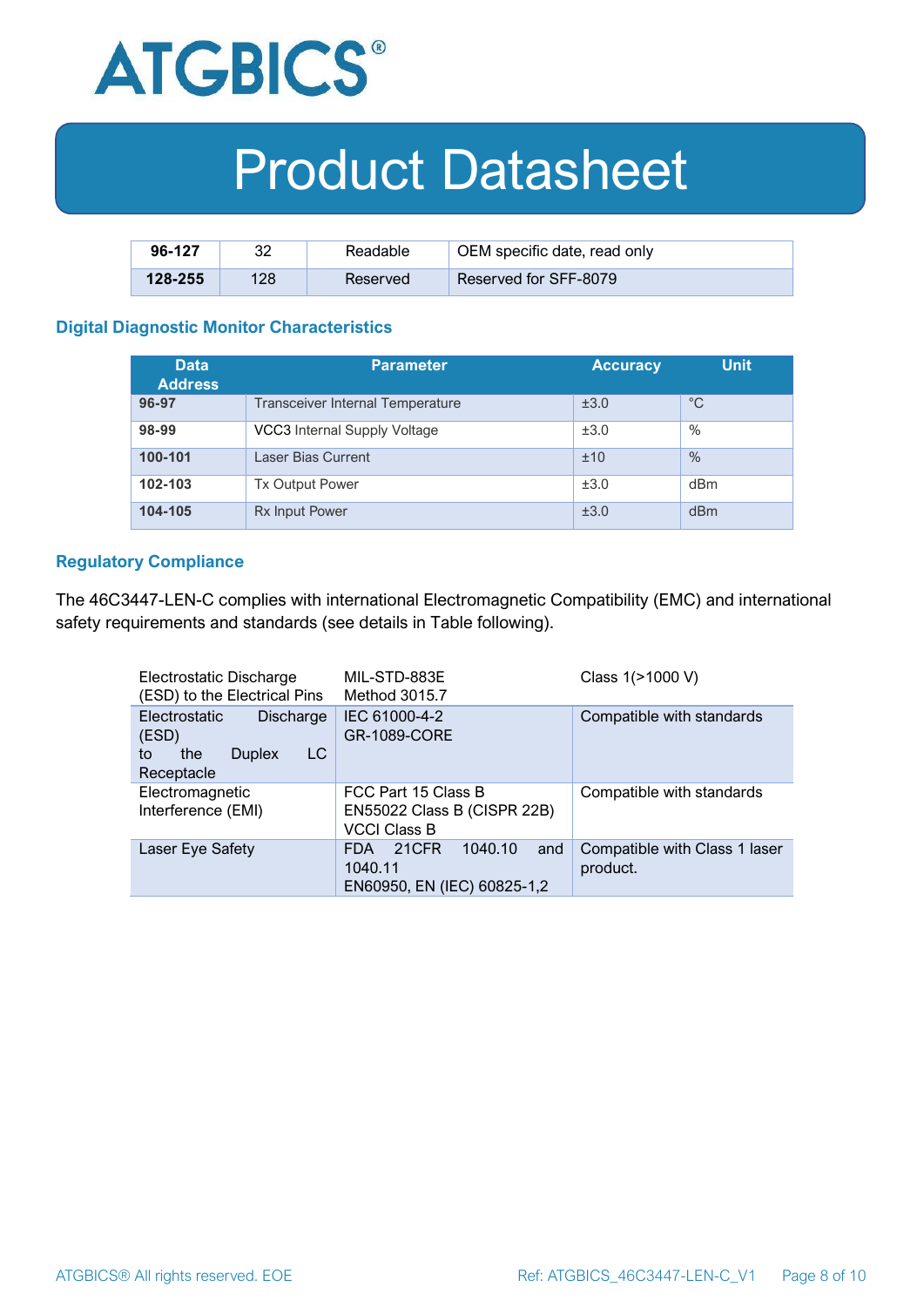| 96-127 | 32 | Readable | OEM specific date, read only |
|---|---|---|---|
| 128-255 | 128 | Reserved | Reserved for SFF-8079 |

### Digital Diagnostic Monitor Characteristics

| Data Address | Parameter | Accuracy | Unit |
|---|---|---|---|
| 96-97 | Transceiver Internal Temperature | ±3.0 | °C |
| 98-99 | VCC3 Internal Supply Voltage | ±3.0 | % |
| 100-101 | Laser Bias Current | ±10 | % |
| 102-103 | Tx Output Power | ±3.0 | dBm |
| 104-105 | Rx Input Power | ±3.0 | dBm |

### Regulatory Compliance

The 46C3447-LEN-C complies with international Electromagnetic Compatibility (EMC) and international safety requirements and standards (see details in Table following).

| | | |
|---|---|---|
| Electrostatic Discharge (ESD) to the Electrical Pins | MIL-STD-883E Method 3015.7 | Class 1(>1000 V) |
| Electrostatic Discharge (ESD) to the Duplex LC Receptacle | IEC 61000-4-2 GR-1089-CORE | Compatible with standards |
| Electromagnetic Interference (EMI) | FCC Part 15 Class B EN55022 Class B (CISPR 22B) VCCI Class B | Compatible with standards |
| Laser Eye Safety | FDA 21CFR 1040.10 and 1040.11 EN60950, EN (IEC) 60825-1,2 | Compatible with Class 1 laser product. |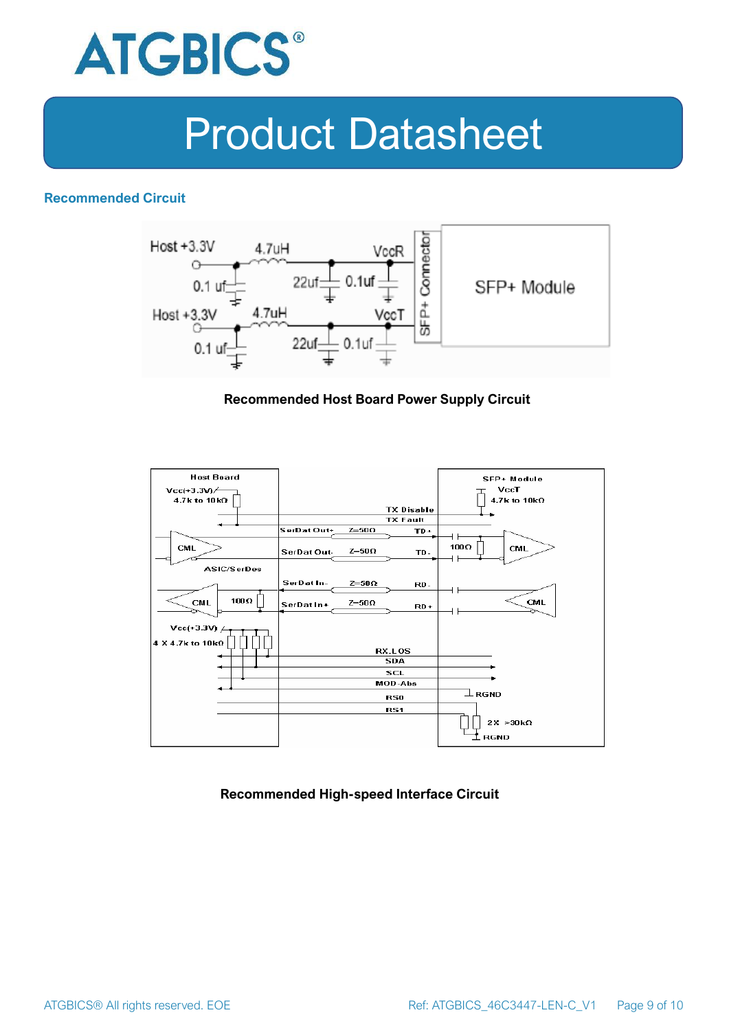## Recommended Circuit

**Recommended Host Board Power Supply Circuit**

**Recommended High-speed Interface Circuit**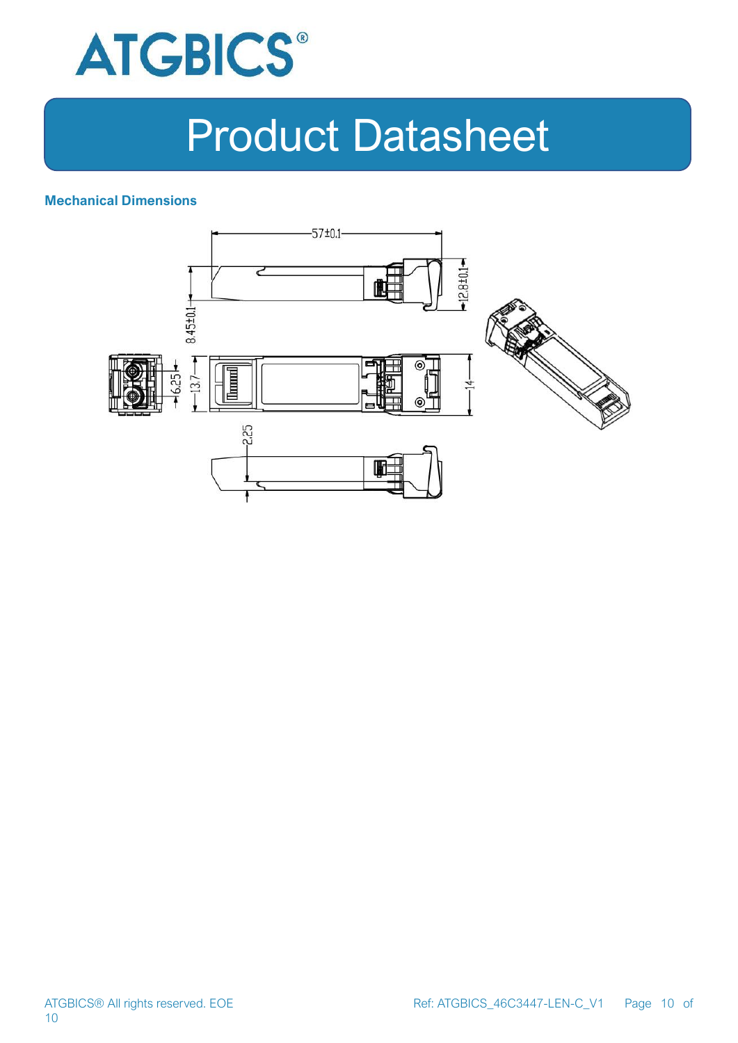# Product Datasheet

### Mechanical Dimensions

57±0.1

12.8±0.1

8.45±0.1

6.25

13.7

14

2.25